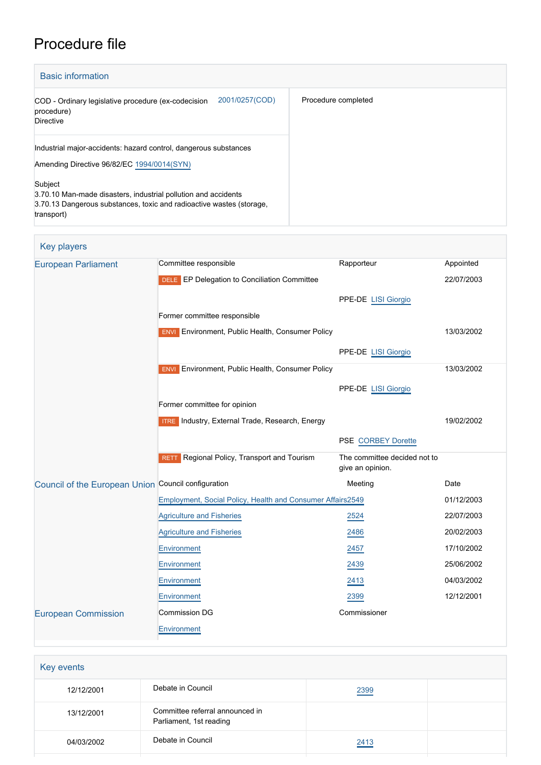# Procedure file

## Basic information

| | |
|---|---|
| COD - Ordinary legislative procedure (ex-codecision procedure)<br>Directive | 2001/0257(COD) |
| Procedure completed | |

Industrial major-accidents: hazard control, dangerous substances

Amending Directive 96/82/EC 1994/0014(SYN)

Subject
3.70.10 Man-made disasters, industrial pollution and accidents
3.70.13 Dangerous substances, toxic and radioactive wastes (storage, transport)

## Key players

| | | | |
|---|---|---|---|
| European Parliament | Committee responsible | Rapporteur | Appointed |
| | DELE EP Delegation to Conciliation Committee | | 22/07/2003 |
| | | PPE-DE LISI Giorgio | |
| | Former committee responsible | | |
| | ENVI Environment, Public Health, Consumer Policy | | 13/03/2002 |
| | | PPE-DE LISI Giorgio | |
| | ENVI Environment, Public Health, Consumer Policy | | 13/03/2002 |
| | | PPE-DE LISI Giorgio | |
| | Former committee for opinion | | |
| | ITRE Industry, External Trade, Research, Energy | | 19/02/2002 |
| | | PSE CORBEY Dorette | |
| | RETT Regional Policy, Transport and Tourism | The committee decided not to give an opinion. | |
| Council of the European Union | Council configuration | Meeting | Date |
| | Employment, Social Policy, Health and Consumer Affairs | 2549 | 01/12/2003 |
| | Agriculture and Fisheries | 2524 | 22/07/2003 |
| | Agriculture and Fisheries | 2486 | 20/02/2003 |
| | Environment | 2457 | 17/10/2002 |
| | Environment | 2439 | 25/06/2002 |
| | Environment | 2413 | 04/03/2002 |
| | Environment | 2399 | 12/12/2001 |
| European Commission | Commission DG | Commissioner | |
| | Environment | | |

## Key events

| | | | |
|---|---|---|---|
| 12/12/2001 | Debate in Council | 2399 | |
| 13/12/2001 | Committee referral announced in Parliament, 1st reading | | |
| 04/03/2002 | Debate in Council | 2413 | |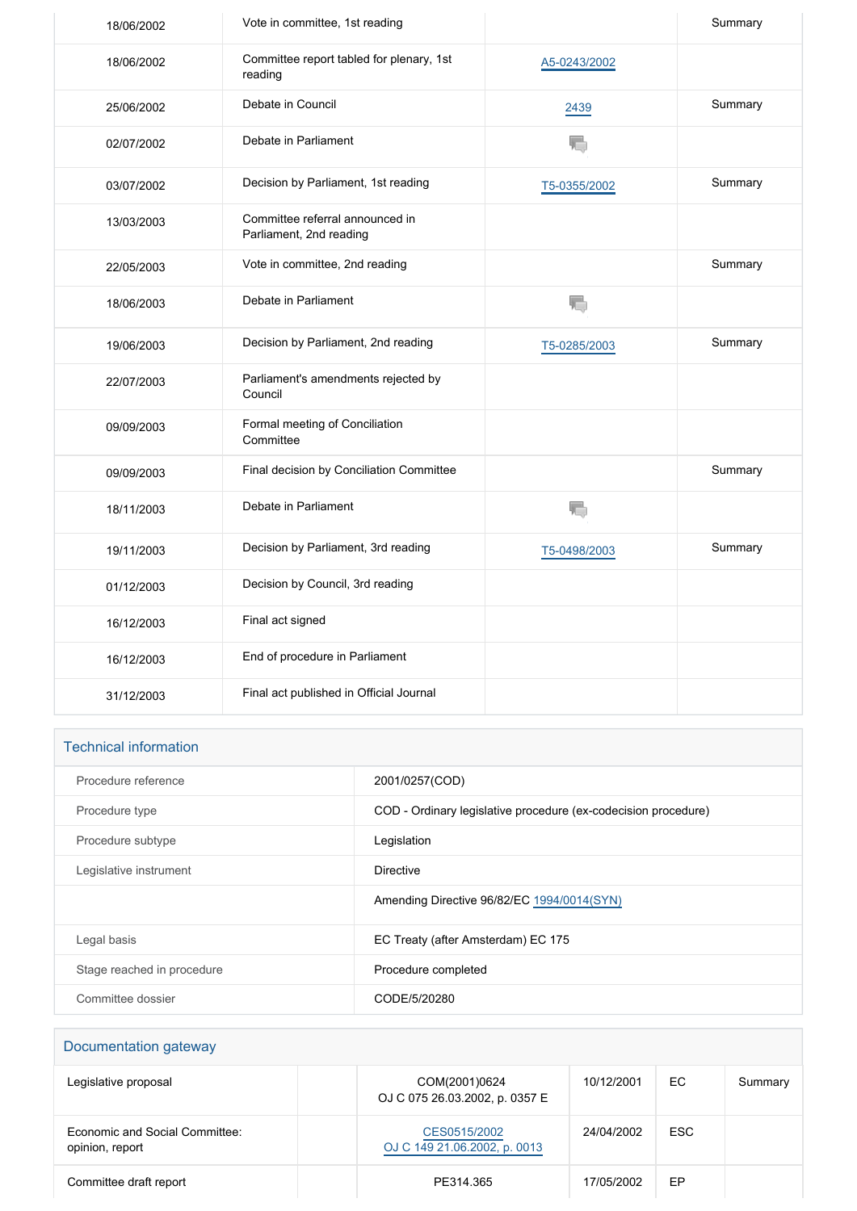| | | | |
|---|---|---|---|
| 18/06/2002 | Vote in committee, 1st reading | | Summary |
| 18/06/2002 | Committee report tabled for plenary, 1st reading | A5-0243/2002 | |
| 25/06/2002 | Debate in Council | 2439 | Summary |
| 02/07/2002 | Debate in Parliament | | |
| 03/07/2002 | Decision by Parliament, 1st reading | T5-0355/2002 | Summary |
| 13/03/2003 | Committee referral announced in Parliament, 2nd reading | | |
| 22/05/2003 | Vote in committee, 2nd reading | | Summary |
| 18/06/2003 | Debate in Parliament | | |
| 19/06/2003 | Decision by Parliament, 2nd reading | T5-0285/2003 | Summary |
| 22/07/2003 | Parliament's amendments rejected by Council | | |
| 09/09/2003 | Formal meeting of Conciliation Committee | | |
| 09/09/2003 | Final decision by Conciliation Committee | | Summary |
| 18/11/2003 | Debate in Parliament | | |
| 19/11/2003 | Decision by Parliament, 3rd reading | T5-0498/2003 | Summary |
| 01/12/2003 | Decision by Council, 3rd reading | | |
| 16/12/2003 | Final act signed | | |
| 16/12/2003 | End of procedure in Parliament | | |
| 31/12/2003 | Final act published in Official Journal | | |

## Technical information

| | |
|---|---|
| Procedure reference | 2001/0257(COD) |
| Procedure type | COD - Ordinary legislative procedure (ex-codecision procedure) |
| Procedure subtype | Legislation |
| Legislative instrument | Directive |
| | Amending Directive 96/82/EC 1994/0014(SYN) |
| Legal basis | EC Treaty (after Amsterdam) EC 175 |
| Stage reached in procedure | Procedure completed |
| Committee dossier | CODE/5/20280 |

## Documentation gateway

| | | | | | |
|---|---|---|---|---|---|
| Legislative proposal | | COM(2001)0624<br>OJ C 075 26.03.2002, p. 0357 E | 10/12/2001 | EC | Summary |
| Economic and Social Committee: opinion, report | | CES0515/2002<br>OJ C 149 21.06.2002, p. 0013 | 24/04/2002 | ESC | |
| Committee draft report | | PE314.365 | 17/05/2002 | EP | |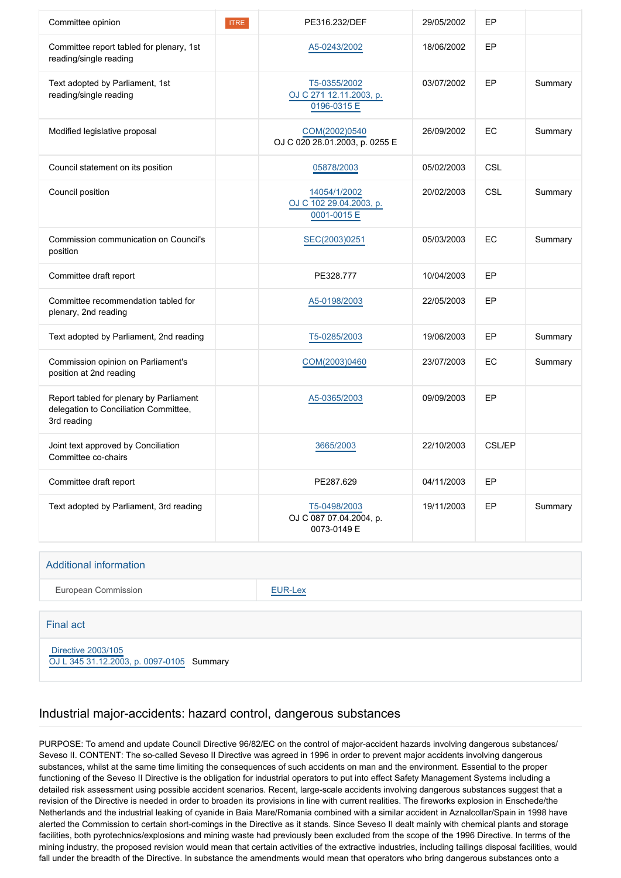| | | | | | |
|---|---|---|---|---|---|
| Committee opinion | ITRE | PE316.232/DEF | 29/05/2002 | EP | |
| Committee report tabled for plenary, 1st reading/single reading | | A5-0243/2002 | 18/06/2002 | EP | |
| Text adopted by Parliament, 1st reading/single reading | | T5-0355/2002 OJ C 271 12.11.2003, p. 0196-0315 E | 03/07/2002 | EP | Summary |
| Modified legislative proposal | | COM(2002)0540 OJ C 020 28.01.2003, p. 0255 E | 26/09/2002 | EC | Summary |
| Council statement on its position | | 05878/2003 | 05/02/2003 | CSL | |
| Council position | | 14054/1/2002 OJ C 102 29.04.2003, p. 0001-0015 E | 20/02/2003 | CSL | Summary |
| Commission communication on Council's position | | SEC(2003)0251 | 05/03/2003 | EC | Summary |
| Committee draft report | | PE328.777 | 10/04/2003 | EP | |
| Committee recommendation tabled for plenary, 2nd reading | | A5-0198/2003 | 22/05/2003 | EP | |
| Text adopted by Parliament, 2nd reading | | T5-0285/2003 | 19/06/2003 | EP | Summary |
| Commission opinion on Parliament's position at 2nd reading | | COM(2003)0460 | 23/07/2003 | EC | Summary |
| Report tabled for plenary by Parliament delegation to Conciliation Committee, 3rd reading | | A5-0365/2003 | 09/09/2003 | EP | |
| Joint text approved by Conciliation Committee co-chairs | | 3665/2003 | 22/10/2003 | CSL/EP | |
| Committee draft report | | PE287.629 | 04/11/2003 | EP | |
| Text adopted by Parliament, 3rd reading | | T5-0498/2003 OJ C 087 07.04.2004, p. 0073-0149 E | 19/11/2003 | EP | Summary |

## Additional information

| | |
|---|---|
| European Commission | EUR-Lex |

## Final act

Directive 2003/105
OJ L 345 31.12.2003, p. 0097-0105 Summary

## Industrial major-accidents: hazard control, dangerous substances

PURPOSE: To amend and update Council Directive 96/82/EC on the control of major-accident hazards involving dangerous substances/ Seveso II. CONTENT: The so-called Seveso II Directive was agreed in 1996 in order to prevent major accidents involving dangerous substances, whilst at the same time limiting the consequences of such accidents on man and the environment. Essential to the proper functioning of the Seveso II Directive is the obligation for industrial operators to put into effect Safety Management Systems including a detailed risk assessment using possible accident scenarios. Recent, large-scale accidents involving dangerous substances suggest that a revision of the Directive is needed in order to broaden its provisions in line with current realities. The fireworks explosion in Enschede/the Netherlands and the industrial leaking of cyanide in Baia Mare/Romania combined with a similar accident in Aznalcollar/Spain in 1998 have alerted the Commission to certain short-comings in the Directive as it stands. Since Seveso II dealt mainly with chemical plants and storage facilities, both pyrotechnics/explosions and mining waste had previously been excluded from the scope of the 1996 Directive. In terms of the mining industry, the proposed revision would mean that certain activities of the extractive industries, including tailings disposal facilities, would fall under the breadth of the Directive. In substance the amendments would mean that operators who bring dangerous substances onto a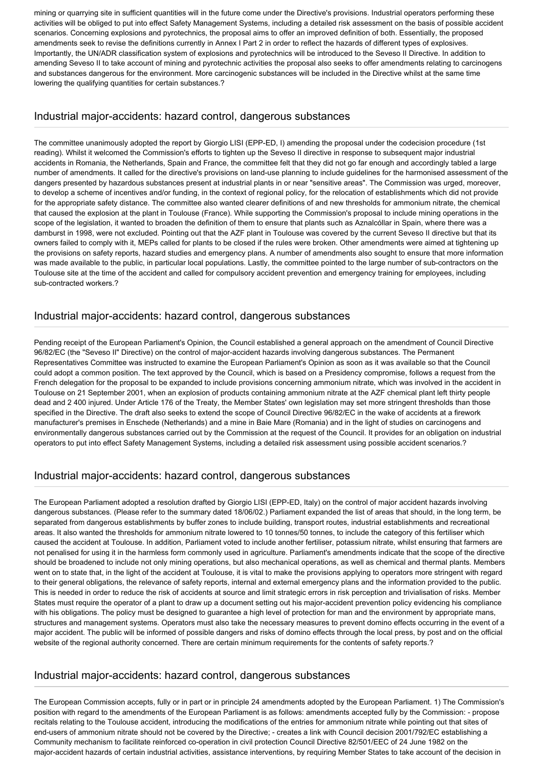mining or quarrying site in sufficient quantities will in the future come under the Directive's provisions. Industrial operators performing these activities will be obliged to put into effect Safety Management Systems, including a detailed risk assessment on the basis of possible accident scenarios. Concerning explosions and pyrotechnics, the proposal aims to offer an improved definition of both. Essentially, the proposed amendments seek to revise the definitions currently in Annex I Part 2 in order to reflect the hazards of different types of explosives. Importantly, the UN/ADR classification system of explosions and pyrotechnics will be introduced to the Seveso II Directive. In addition to amending Seveso II to take account of mining and pyrotechnic activities the proposal also seeks to offer amendments relating to carcinogens and substances dangerous for the environment. More carcinogenic substances will be included in the Directive whilst at the same time lowering the qualifying quantities for certain substances.?

## Industrial major-accidents: hazard control, dangerous substances

The committee unanimously adopted the report by Giorgio LISI (EPP-ED, I) amending the proposal under the codecision procedure (1st reading). Whilst it welcomed the Commission's efforts to tighten up the Seveso II directive in response to subsequent major industrial accidents in Romania, the Netherlands, Spain and France, the committee felt that they did not go far enough and accordingly tabled a large number of amendments. It called for the directive's provisions on land-use planning to include guidelines for the harmonised assessment of the dangers presented by hazardous substances present at industrial plants in or near "sensitive areas". The Commission was urged, moreover, to develop a scheme of incentives and/or funding, in the context of regional policy, for the relocation of establishments which did not provide for the appropriate safety distance. The committee also wanted clearer definitions of and new thresholds for ammonium nitrate, the chemical that caused the explosion at the plant in Toulouse (France). While supporting the Commission's proposal to include mining operations in the scope of the legislation, it wanted to broaden the definition of them to ensure that plants such as Aznalcóllar in Spain, where there was a damburst in 1998, were not excluded. Pointing out that the AZF plant in Toulouse was covered by the current Seveso II directive but that its owners failed to comply with it, MEPs called for plants to be closed if the rules were broken. Other amendments were aimed at tightening up the provisions on safety reports, hazard studies and emergency plans. A number of amendments also sought to ensure that more information was made available to the public, in particular local populations. Lastly, the committee pointed to the large number of sub-contractors on the Toulouse site at the time of the accident and called for compulsory accident prevention and emergency training for employees, including sub-contracted workers.?

## Industrial major-accidents: hazard control, dangerous substances

Pending receipt of the European Parliament's Opinion, the Council established a general approach on the amendment of Council Directive 96/82/EC (the "Seveso II" Directive) on the control of major-accident hazards involving dangerous substances. The Permanent Representatives Committee was instructed to examine the European Parliament's Opinion as soon as it was available so that the Council could adopt a common position. The text approved by the Council, which is based on a Presidency compromise, follows a request from the French delegation for the proposal to be expanded to include provisions concerning ammonium nitrate, which was involved in the accident in Toulouse on 21 September 2001, when an explosion of products containing ammonium nitrate at the AZF chemical plant left thirty people dead and 2 400 injured. Under Article 176 of the Treaty, the Member States' own legislation may set more stringent thresholds than those specified in the Directive. The draft also seeks to extend the scope of Council Directive 96/82/EC in the wake of accidents at a firework manufacturer's premises in Enschede (Netherlands) and a mine in Baie Mare (Romania) and in the light of studies on carcinogens and environmentally dangerous substances carried out by the Commission at the request of the Council. It provides for an obligation on industrial operators to put into effect Safety Management Systems, including a detailed risk assessment using possible accident scenarios.?

## Industrial major-accidents: hazard control, dangerous substances

The European Parliament adopted a resolution drafted by Giorgio LISI (EPP-ED, Italy) on the control of major accident hazards involving dangerous substances. (Please refer to the summary dated 18/06/02.) Parliament expanded the list of areas that should, in the long term, be separated from dangerous establishments by buffer zones to include building, transport routes, industrial establishments and recreational areas. It also wanted the thresholds for ammonium nitrate lowered to 10 tonnes/50 tonnes, to include the category of this fertiliser which caused the accident at Toulouse. In addition, Parliament voted to include another fertiliser, potassium nitrate, whilst ensuring that farmers are not penalised for using it in the harmless form commonly used in agriculture. Parliament's amendments indicate that the scope of the directive should be broadened to include not only mining operations, but also mechanical operations, as well as chemical and thermal plants. Members went on to state that, in the light of the accident at Toulouse, it is vital to make the provisions applying to operators more stringent with regard to their general obligations, the relevance of safety reports, internal and external emergency plans and the information provided to the public. This is needed in order to reduce the risk of accidents at source and limit strategic errors in risk perception and trivialisation of risks. Member States must require the operator of a plant to draw up a document setting out his major-accident prevention policy evidencing his compliance with his obligations. The policy must be designed to guarantee a high level of protection for man and the environment by appropriate mans, structures and management systems. Operators must also take the necessary measures to prevent domino effects occurring in the event of a major accident. The public will be informed of possible dangers and risks of domino effects through the local press, by post and on the official website of the regional authority concerned. There are certain minimum requirements for the contents of safety reports.?

## Industrial major-accidents: hazard control, dangerous substances

The European Commission accepts, fully or in part or in principle 24 amendments adopted by the European Parliament. 1) The Commission's position with regard to the amendments of the European Parliament is as follows: amendments accepted fully by the Commission: - propose recitals relating to the Toulouse accident, introducing the modifications of the entries for ammonium nitrate while pointing out that sites of end-users of ammonium nitrate should not be covered by the Directive; - creates a link with Council decision 2001/792/EC establishing a Community mechanism to facilitate reinforced co-operation in civil protection Council Directive 82/501/EEC of 24 June 1982 on the major-accident hazards of certain industrial activities, assistance interventions, by requiring Member States to take account of the decision in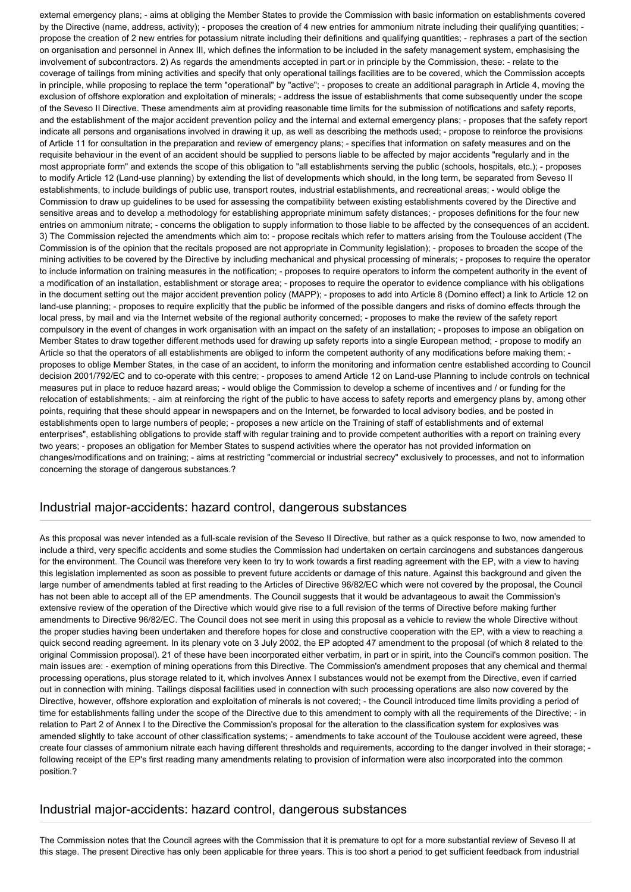external emergency plans; - aims at obliging the Member States to provide the Commission with basic information on establishments covered by the Directive (name, address, activity); - proposes the creation of 4 new entries for ammonium nitrate including their qualifying quantities; - propose the creation of 2 new entries for potassium nitrate including their definitions and qualifying quantities; - rephrases a part of the section on organisation and personnel in Annex III, which defines the information to be included in the safety management system, emphasising the involvement of subcontractors. 2) As regards the amendments accepted in part or in principle by the Commission, these: - relate to the coverage of tailings from mining activities and specify that only operational tailings facilities are to be covered, which the Commission accepts in principle, while proposing to replace the term "operational" by "active"; - proposes to create an additional paragraph in Article 4, moving the exclusion of offshore exploration and exploitation of minerals; - address the issue of establishments that come subsequently under the scope of the Seveso II Directive. These amendments aim at providing reasonable time limits for the submission of notifications and safety reports, and the establishment of the major accident prevention policy and the internal and external emergency plans; - proposes that the safety report indicate all persons and organisations involved in drawing it up, as well as describing the methods used; - propose to reinforce the provisions of Article 11 for consultation in the preparation and review of emergency plans; - specifies that information on safety measures and on the requisite behaviour in the event of an accident should be supplied to persons liable to be affected by major accidents "regularly and in the most appropriate form" and extends the scope of this obligation to "all establishments serving the public (schools, hospitals, etc.); - proposes to modify Article 12 (Land-use planning) by extending the list of developments which should, in the long term, be separated from Seveso II establishments, to include buildings of public use, transport routes, industrial establishments, and recreational areas; - would oblige the Commission to draw up guidelines to be used for assessing the compatibility between existing establishments covered by the Directive and sensitive areas and to develop a methodology for establishing appropriate minimum safety distances; - proposes definitions for the four new entries on ammonium nitrate; - concerns the obligation to supply information to those liable to be affected by the consequences of an accident. 3) The Commission rejected the amendments which aim to: - propose recitals which refer to matters arising from the Toulouse accident (The Commission is of the opinion that the recitals proposed are not appropriate in Community legislation); - proposes to broaden the scope of the mining activities to be covered by the Directive by including mechanical and physical processing of minerals; - proposes to require the operator to include information on training measures in the notification; - proposes to require operators to inform the competent authority in the event of a modification of an installation, establishment or storage area; - proposes to require the operator to evidence compliance with his obligations in the document setting out the major accident prevention policy (MAPP); - proposes to add into Article 8 (Domino effect) a link to Article 12 on land-use planning; - proposes to require explicitly that the public be informed of the possible dangers and risks of domino effects through the local press, by mail and via the Internet website of the regional authority concerned; - proposes to make the review of the safety report compulsory in the event of changes in work organisation with an impact on the safety of an installation; - proposes to impose an obligation on Member States to draw together different methods used for drawing up safety reports into a single European method; - propose to modify an Article so that the operators of all establishments are obliged to inform the competent authority of any modifications before making them; - proposes to oblige Member States, in the case of an accident, to inform the monitoring and information centre established according to Council decision 2001/792/EC and to co-operate with this centre; - proposes to amend Article 12 on Land-use Planning to include controls on technical measures put in place to reduce hazard areas; - would oblige the Commission to develop a scheme of incentives and / or funding for the relocation of establishments; - aim at reinforcing the right of the public to have access to safety reports and emergency plans by, among other points, requiring that these should appear in newspapers and on the Internet, be forwarded to local advisory bodies, and be posted in establishments open to large numbers of people; - proposes a new article on the Training of staff of establishments and of external enterprises", establishing obligations to provide staff with regular training and to provide competent authorities with a report on training every two years; - proposes an obligation for Member States to suspend activities where the operator has not provided information on changes/modifications and on training; - aims at restricting "commercial or industrial secrecy" exclusively to processes, and not to information concerning the storage of dangerous substances.?

## Industrial major-accidents: hazard control, dangerous substances

As this proposal was never intended as a full-scale revision of the Seveso II Directive, but rather as a quick response to two, now amended to include a third, very specific accidents and some studies the Commission had undertaken on certain carcinogens and substances dangerous for the environment. The Council was therefore very keen to try to work towards a first reading agreement with the EP, with a view to having this legislation implemented as soon as possible to prevent future accidents or damage of this nature. Against this background and given the large number of amendments tabled at first reading to the Articles of Directive 96/82/EC which were not covered by the proposal, the Council has not been able to accept all of the EP amendments. The Council suggests that it would be advantageous to await the Commission's extensive review of the operation of the Directive which would give rise to a full revision of the terms of Directive before making further amendments to Directive 96/82/EC. The Council does not see merit in using this proposal as a vehicle to review the whole Directive without the proper studies having been undertaken and therefore hopes for close and constructive cooperation with the EP, with a view to reaching a quick second reading agreement. In its plenary vote on 3 July 2002, the EP adopted 47 amendment to the proposal (of which 8 related to the original Commission proposal). 21 of these have been incorporated either verbatim, in part or in spirit, into the Council's common position. The main issues are: - exemption of mining operations from this Directive. The Commission's amendment proposes that any chemical and thermal processing operations, plus storage related to it, which involves Annex I substances would not be exempt from the Directive, even if carried out in connection with mining. Tailings disposal facilities used in connection with such processing operations are also now covered by the Directive, however, offshore exploration and exploitation of minerals is not covered; - the Council introduced time limits providing a period of time for establishments falling under the scope of the Directive due to this amendment to comply with all the requirements of the Directive; - in relation to Part 2 of Annex I to the Directive the Commission's proposal for the alteration to the classification system for explosives was amended slightly to take account of other classification systems; - amendments to take account of the Toulouse accident were agreed, these create four classes of ammonium nitrate each having different thresholds and requirements, according to the danger involved in their storage; - following receipt of the EP's first reading many amendments relating to provision of information were also incorporated into the common position.?

## Industrial major-accidents: hazard control, dangerous substances

The Commission notes that the Council agrees with the Commission that it is premature to opt for a more substantial review of Seveso II at this stage. The present Directive has only been applicable for three years. This is too short a period to get sufficient feedback from industrial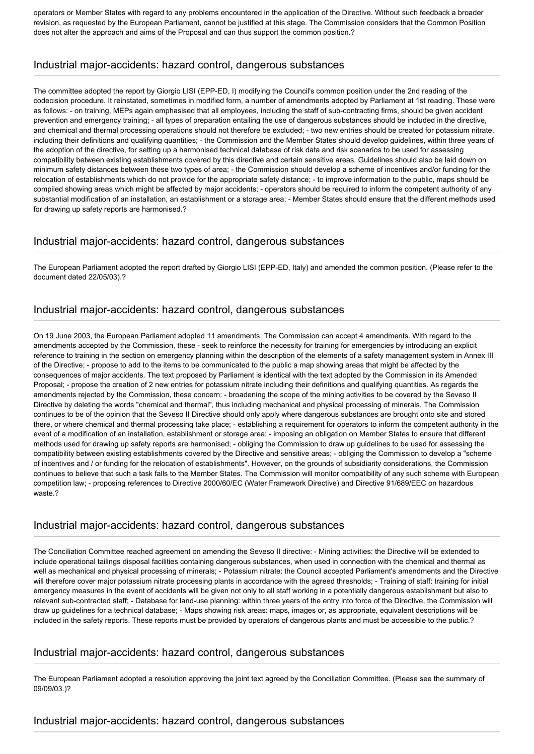operators or Member States with regard to any problems encountered in the application of the Directive. Without such feedback a broader revision, as requested by the European Parliament, cannot be justified at this stage. The Commission considers that the Common Position does not alter the approach and aims of the Proposal and can thus support the common position.?

## Industrial major-accidents: hazard control, dangerous substances

The committee adopted the report by Giorgio LISI (EPP-ED, I) modifying the Council's common position under the 2nd reading of the codecision procedure. It reinstated, sometimes in modified form, a number of amendments adopted by Parliament at 1st reading. These were as follows: - on training, MEPs again emphasised that all employees, including the staff of sub-contracting firms, should be given accident prevention and emergency training; - all types of preparation entailing the use of dangerous substances should be included in the directive, and chemical and thermal processing operations should not therefore be excluded; - two new entries should be created for potassium nitrate, including their definitions and qualifying quantities; - the Commission and the Member States should develop guidelines, within three years of the adoption of the directive, for setting up a harmonised technical database of risk data and risk scenarios to be used for assessing compatibility between existing establishments covered by this directive and certain sensitive areas. Guidelines should also be laid down on minimum safety distances between these two types of area; - the Commission should develop a scheme of incentives and/or funding for the relocation of establishments which do not provide for the appropriate safety distance; - to improve information to the public, maps should be compiled showing areas which might be affected by major accidents; - operators should be required to inform the competent authority of any substantial modification of an installation, an establishment or a storage area; - Member States should ensure that the different methods used for drawing up safety reports are harmonised.?

## Industrial major-accidents: hazard control, dangerous substances

The European Parliament adopted the report drafted by Giorgio LISI (EPP-ED, Italy) and amended the common position. (Please refer to the document dated 22/05/03).?

## Industrial major-accidents: hazard control, dangerous substances

On 19 June 2003, the European Parliament adopted 11 amendments. The Commission can accept 4 amendments. With regard to the amendments accepted by the Commission, these - seek to reinforce the necessity for training for emergencies by introducing an explicit reference to training in the section on emergency planning within the description of the elements of a safety management system in Annex III of the Directive; - propose to add to the items to be communicated to the public a map showing areas that might be affected by the consequences of major accidents. The text proposed by Parliament is identical with the text adopted by the Commission in its Amended Proposal; - propose the creation of 2 new entries for potassium nitrate including their definitions and qualifying quantities. As regards the amendments rejected by the Commission, these concern: - broadening the scope of the mining activities to be covered by the Seveso II Directive by deleting the words "chemical and thermal", thus including mechanical and physical processing of minerals. The Commission continues to be of the opinion that the Seveso II Directive should only apply where dangerous substances are brought onto site and stored there, or where chemical and thermal processing take place; - establishing a requirement for operators to inform the competent authority in the event of a modification of an installation, establishment or storage area; - imposing an obligation on Member States to ensure that different methods used for drawing up safety reports are harmonised; - obliging the Commission to draw up guidelines to be used for assessing the compatibility between existing establishments covered by the Directive and sensitive areas; - obliging the Commission to develop a "scheme of incentives and / or funding for the relocation of establishments". However, on the grounds of subsidiarity considerations, the Commission continues to believe that such a task falls to the Member States. The Commission will monitor compatibility of any such scheme with European competition law; - proposing references to Directive 2000/60/EC (Water Framework Directive) and Directive 91/689/EEC on hazardous waste.?

## Industrial major-accidents: hazard control, dangerous substances

The Conciliation Committee reached agreement on amending the Seveso II directive: - Mining activities: the Directive will be extended to include operational tailings disposal facilities containing dangerous substances, when used in connection with the chemical and thermal as well as mechanical and physical processing of minerals; - Potassium nitrate: the Council accepted Parliament's amendments and the Directive will therefore cover major potassium nitrate processing plants in accordance with the agreed thresholds; - Training of staff: training for initial emergency measures in the event of accidents will be given not only to all staff working in a potentially dangerous establishment but also to relevant sub-contracted staff; - Database for land-use planning: within three years of the entry into force of the Directive, the Commission will draw up guidelines for a technical database; - Maps showing risk areas: maps, images or, as appropriate, equivalent descriptions will be included in the safety reports. These reports must be provided by operators of dangerous plants and must be accessible to the public.?

## Industrial major-accidents: hazard control, dangerous substances

The European Parliament adopted a resolution approving the joint text agreed by the Conciliation Committee. (Please see the summary of 09/09/03.)?

## Industrial major-accidents: hazard control, dangerous substances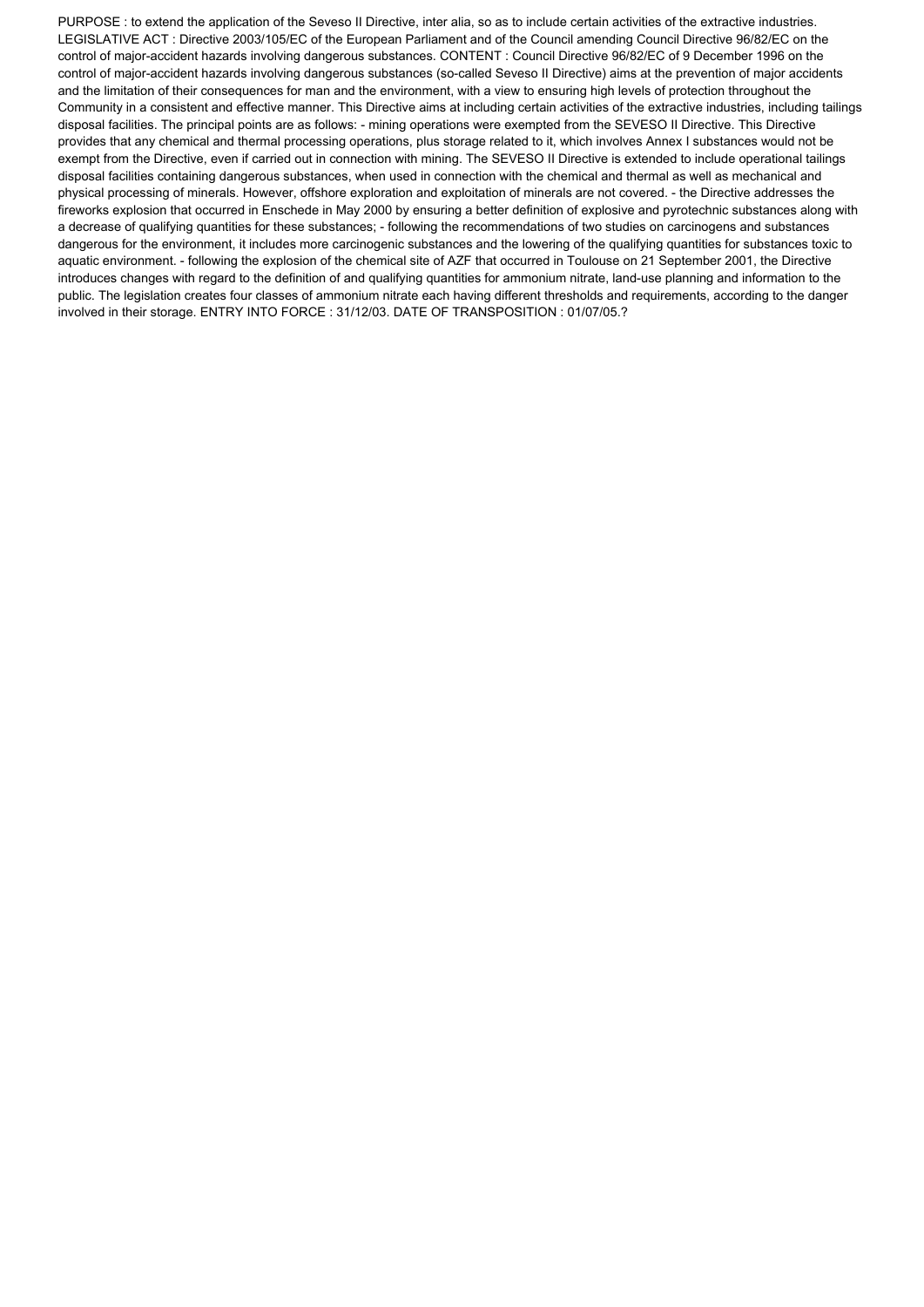PURPOSE : to extend the application of the Seveso II Directive, inter alia, so as to include certain activities of the extractive industries. LEGISLATIVE ACT : Directive 2003/105/EC of the European Parliament and of the Council amending Council Directive 96/82/EC on the control of major-accident hazards involving dangerous substances. CONTENT : Council Directive 96/82/EC of 9 December 1996 on the control of major-accident hazards involving dangerous substances (so-called Seveso II Directive) aims at the prevention of major accidents and the limitation of their consequences for man and the environment, with a view to ensuring high levels of protection throughout the Community in a consistent and effective manner. This Directive aims at including certain activities of the extractive industries, including tailings disposal facilities. The principal points are as follows: - mining operations were exempted from the SEVESO II Directive. This Directive provides that any chemical and thermal processing operations, plus storage related to it, which involves Annex I substances would not be exempt from the Directive, even if carried out in connection with mining. The SEVESO II Directive is extended to include operational tailings disposal facilities containing dangerous substances, when used in connection with the chemical and thermal as well as mechanical and physical processing of minerals. However, offshore exploration and exploitation of minerals are not covered. - the Directive addresses the fireworks explosion that occurred in Enschede in May 2000 by ensuring a better definition of explosive and pyrotechnic substances along with a decrease of qualifying quantities for these substances; - following the recommendations of two studies on carcinogens and substances dangerous for the environment, it includes more carcinogenic substances and the lowering of the qualifying quantities for substances toxic to aquatic environment. - following the explosion of the chemical site of AZF that occurred in Toulouse on 21 September 2001, the Directive introduces changes with regard to the definition of and qualifying quantities for ammonium nitrate, land-use planning and information to the public. The legislation creates four classes of ammonium nitrate each having different thresholds and requirements, according to the danger involved in their storage. ENTRY INTO FORCE : 31/12/03. DATE OF TRANSPOSITION : 01/07/05.?